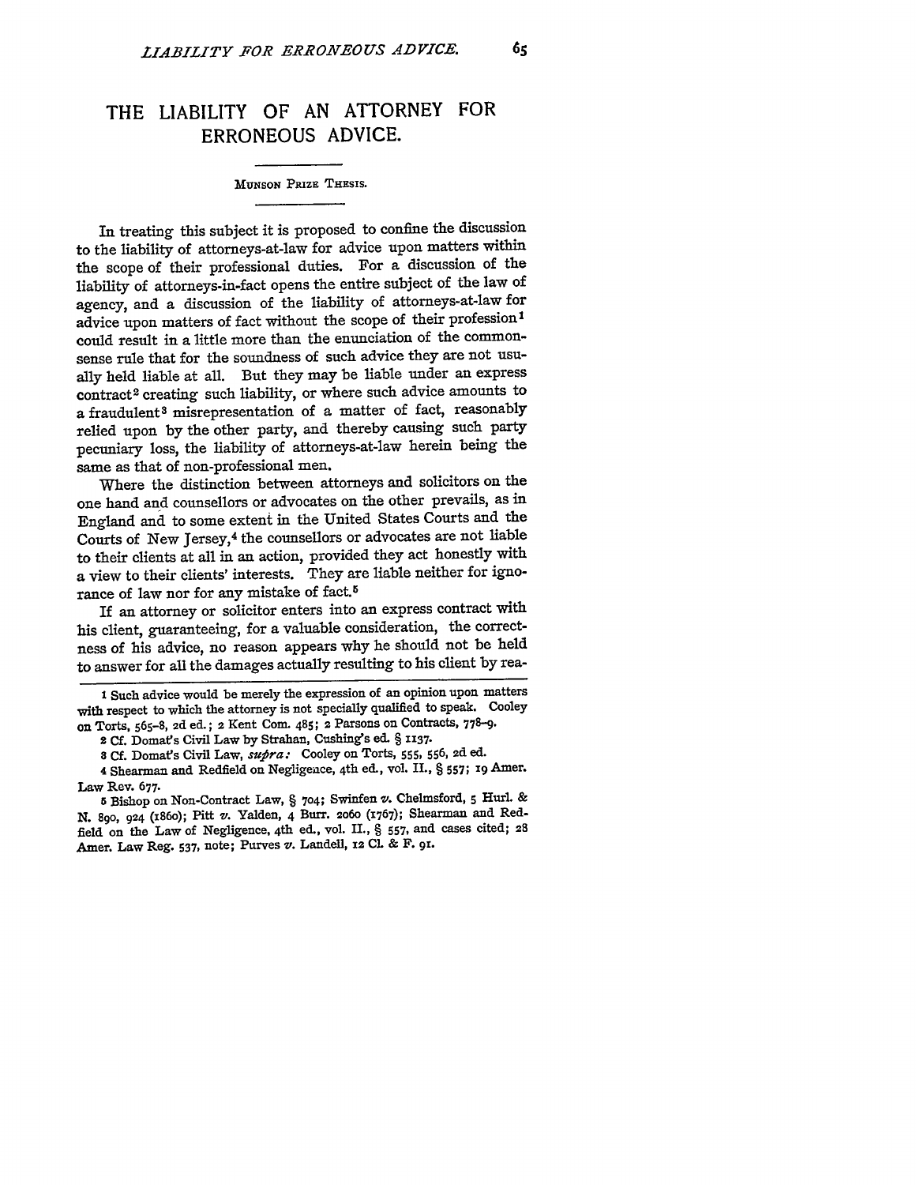# THE LIABILITY OF AN ATTORNEY FOR ERRONEOUS ADVICE.

MUNSON PRIZE THESIS.

In treating this subject it is proposed to confine the discussion to the liability of attorneys-at-law for advice upon matters within the scope of their professional duties. For a discussion of the liability of attorneys-in-fact opens the entire subject of the law of agency, and a discussion of the liability of attorneys-at-law for advice upon matters of fact without the scope of their profession[1] could result in a little more than the enunciation of the common-sense rule that for the soundness of such advice they are not usually held liable at all. But they may be liable under an express contract[2] creating such liability, or where such advice amounts to a fraudulent[3] misrepresentation of a matter of fact, reasonably relied upon by the other party, and thereby causing such party pecuniary loss, the liability of attorneys-at-law herein being the same as that of non-professional men.

Where the distinction between attorneys and solicitors on the one hand and counsellors or advocates on the other prevails, as in England and to some extent in the United States Courts and the Courts of New Jersey,[4] the counsellors or advocates are not liable to their clients at all in an action, provided they act honestly with a view to their clients' interests. They are liable neither for ignorance of law nor for any mistake of fact.[5]

If an attorney or solicitor enters into an express contract with his client, guaranteeing, for a valuable consideration, the correctness of his advice, no reason appears why he should not be held to answer for all the damages actually resulting to his client by rea-

---

1 Such advice would be merely the expression of an opinion upon matters with respect to which the attorney is not specially qualified to speak. Cooley on Torts, 565–8, 2d ed.; 2 Kent Com. 485; 2 Parsons on Contracts, 778–9.

2 Cf. Domat's Civil Law by Strahan, Cushing's ed. § 1137.

3 Cf. Domat's Civil Law, *supra:* Cooley on Torts, 555, 556, 2d ed.

4 Shearman and Redfield on Negligence, 4th ed., vol. II., § 557; 19 Amer. Law Rev. 677.

5 Bishop on Non-Contract Law, § 704; Swinfen *v.* Chelmsford, 5 Hurl. & N. 890, 924 (1860); Pitt *v.* Yalden, 4 Burr. 2060 (1767); Shearman and Redfield on the Law of Negligence, 4th ed., vol. II., § 557, and cases cited; 28 Amer. Law Reg. 537, note; Purves *v.* Landell, 12 Cl. & F. 91.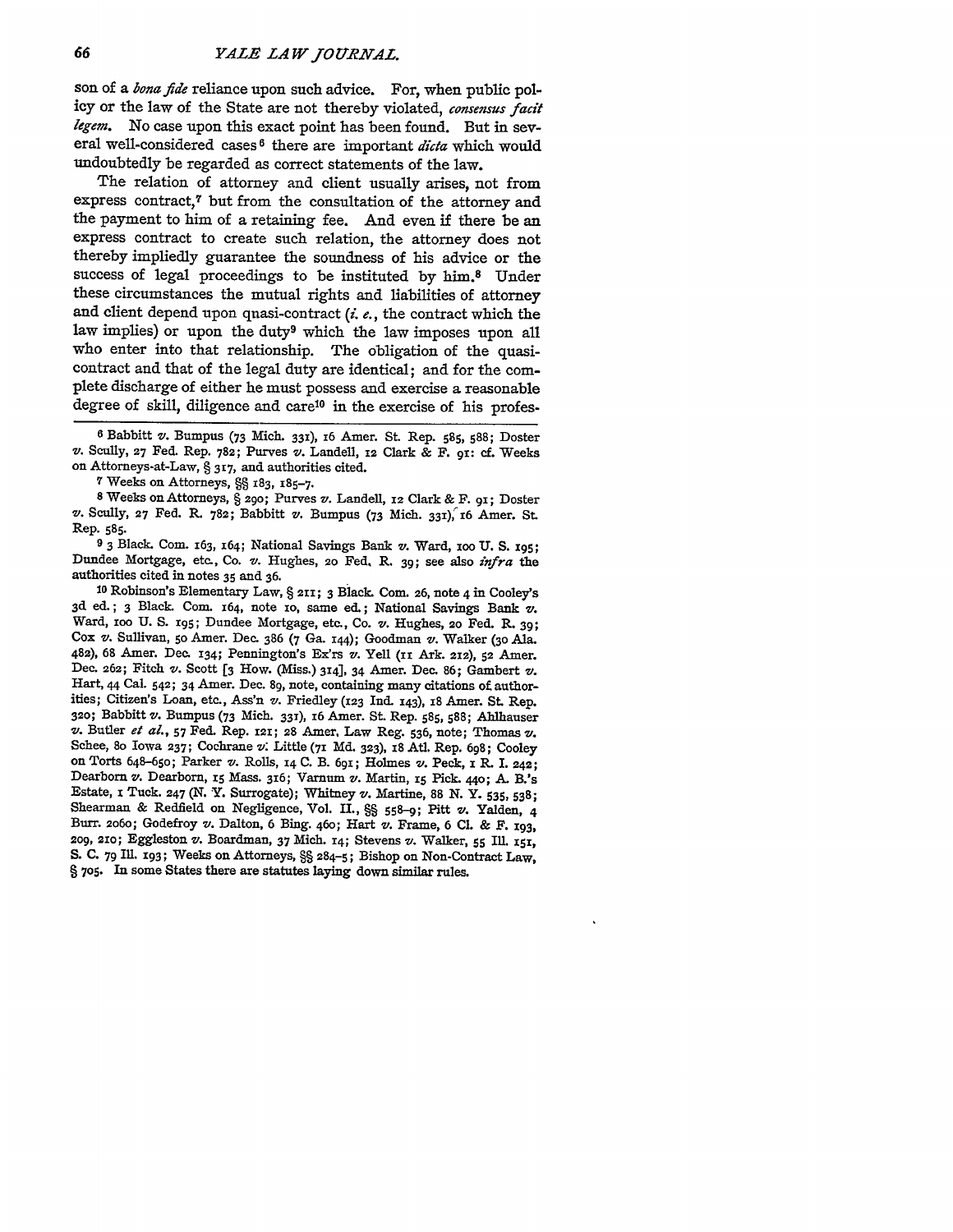son of a *bona fide* reliance upon such advice. For, when public policy or the law of the State are not thereby violated, *consensus facit legem*. No case upon this exact point has been found. But in several well-considered cases[6] there are important *dicta* which would undoubtedly be regarded as correct statements of the law.

The relation of attorney and client usually arises, not from express contract,[7] but from the consultation of the attorney and the payment to him of a retaining fee. And even if there be an express contract to create such relation, the attorney does not thereby impliedly guarantee the soundness of his advice or the success of legal proceedings to be instituted by him.[8] Under these circumstances the mutual rights and liabilities of attorney and client depend upon quasi-contract (*i. e.*, the contract which the law implies) or upon the duty[9] which the law imposes upon all who enter into that relationship. The obligation of the quasi-contract and that of the legal duty are identical; and for the complete discharge of either he must possess and exercise a reasonable degree of skill, diligence and care[10] in the exercise of his profes-

---

[6] Babbitt *v.* Bumpus (73 Mich. 331), 16 Amer. St. Rep. 585, 588; Doster *v.* Scully, 27 Fed. Rep. 782; Purves *v.* Landell, 12 Clark & F. 91: cf. Weeks on Attorneys-at-Law, § 317, and authorities cited.

[7] Weeks on Attorneys, §§ 183, 185–7.

[8] Weeks on Attorneys, § 290; Purves *v.* Landell, 12 Clark & F. 91; Doster *v.* Scully, 27 Fed. R. 782; Babbitt *v.* Bumpus (73 Mich. 331), 16 Amer. St. Rep. 585.

[9] 3 Black. Com. 163, 164; National Savings Bank *v.* Ward, 100 U. S. 195; Dundee Mortgage, etc., Co. *v.* Hughes, 20 Fed. R. 39; see also *infra* the authorities cited in notes 35 and 36.

[10] Robinson's Elementary Law, § 211; 3 Black. Com. 26, note 4 in Cooley's 3d ed.; 3 Black. Com. 164, note 10, same ed.; National Savings Bank *v.* Ward, 100 U. S. 195; Dundee Mortgage, etc., Co. *v.* Hughes, 20 Fed. R. 39; Cox *v.* Sullivan, 50 Amer. Dec. 386 (7 Ga. 144); Goodman *v.* Walker (30 Ala. 482), 68 Amer. Dec. 134; Pennington's Ex'rs *v.* Yell (11 Ark. 212), 52 Amer. Dec. 262; Fitch *v.* Scott [3 How. (Miss.) 314], 34 Amer. Dec. 86; Gambert *v.* Hart, 44 Cal. 542; 34 Amer. Dec. 89, note, containing many citations of authorities; Citizen's Loan, etc., Ass'n *v.* Friedley (123 Ind. 143), 18 Amer. St. Rep. 320; Babbitt *v.* Bumpus (73 Mich. 331), 16 Amer. St. Rep. 585, 588; Ahlhauser *v.* Butler *et al.*, 57 Fed. Rep. 121; 28 Amer. Law Reg. 536, note; Thomas *v.* Schee, 80 Iowa 237; Cochrane *v.* Little (71 Md. 323), 18 Atl. Rep. 698; Cooley on Torts 648–650; Parker *v.* Rolls, 14 C. B. 691; Holmes *v.* Peck, 1 R. I. 242; Dearborn *v.* Dearborn, 15 Mass. 316; Varnum *v.* Martin, 15 Pick. 440; A. B.'s Estate, 1 Tuck. 247 (N. Y. Surrogate); Whitney *v.* Martine, 88 N. Y. 535, 538; Shearman & Redfield on Negligence, Vol. II., §§ 558–9; Pitt *v.* Yalden, 4 Burr. 2060; Godefroy *v.* Dalton, 6 Bing. 460; Hart *v.* Frame, 6 Cl. & F. 193, 209, 210; Eggleston *v.* Boardman, 37 Mich. 14; Stevens *v.* Walker, 55 Ill. 151, S. C. 79 Ill. 193; Weeks on Attorneys, §§ 284–5; Bishop on Non-Contract Law, § 705. In some States there are statutes laying down similar rules.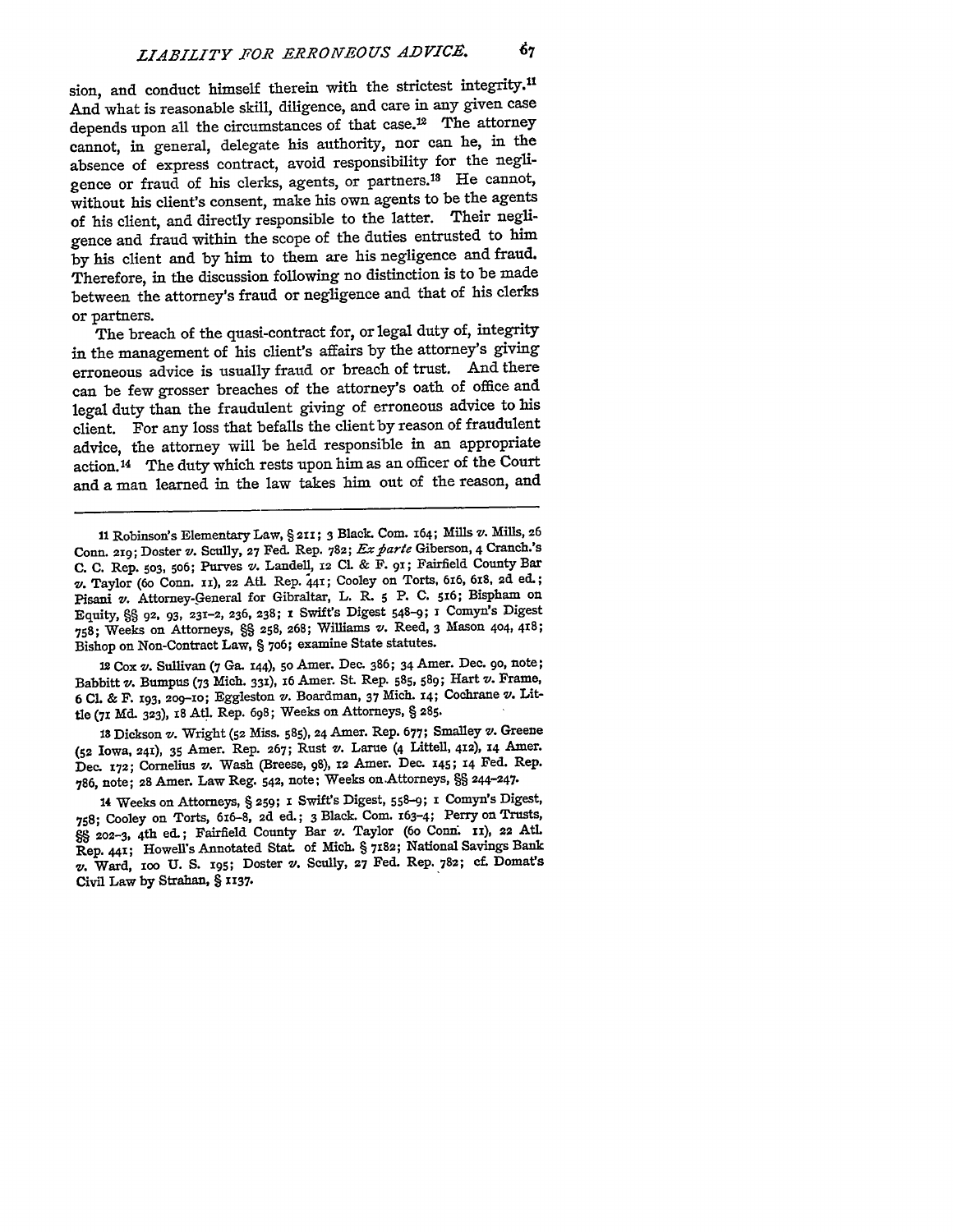sion, and conduct himself therein with the strictest integrity.[11] And what is reasonable skill, diligence, and care in any given case depends upon all the circumstances of that case.[12] The attorney cannot, in general, delegate his authority, nor can he, in the absence of express contract, avoid responsibility for the negligence or fraud of his clerks, agents, or partners.[13] He cannot, without his client's consent, make his own agents to be the agents of his client, and directly responsible to the latter. Their negligence and fraud within the scope of the duties entrusted to him by his client and by him to them are his negligence and fraud. Therefore, in the discussion following no distinction is to be made between the attorney's fraud or negligence and that of his clerks or partners.

The breach of the quasi-contract for, or legal duty of, integrity in the management of his client's affairs by the attorney's giving erroneous advice is usually fraud or breach of trust. And there can be few grosser breaches of the attorney's oath of office and legal duty than the fraudulent giving of erroneous advice to his client. For any loss that befalls the client by reason of fraudulent advice, the attorney will be held responsible in an appropriate action.[14] The duty which rests upon him as an officer of the Court and a man learned in the law takes him out of the reason, and

---

11 Robinson's Elementary Law, § 211; 3 Black. Com. 164; Mills *v.* Mills, 26 Conn. 219; Doster *v.* Scully, 27 Fed. Rep. 782; *Ex parte* Giberson, 4 Cranch.'s C. C. Rep. 503, 506; Purves *v.* Landell, 12 Cl. & F. 91; Fairfield County Bar *v.* Taylor (60 Conn. 11), 22 Atl. Rep. 441; Cooley on Torts, 616, 618, 2d ed.; Pisani *v.* Attorney-General for Gibraltar, L. R. 5 P. C. 516; Bispham on Equity, §§ 92, 93, 231-2, 236, 238; 1 Swift's Digest 548-9; 1 Comyn's Digest 758; Weeks on Attorneys, §§ 258, 268; Williams *v.* Reed, 3 Mason 404, 418; Bishop on Non-Contract Law, § 706; examine State statutes.

12 Cox *v.* Sullivan (7 Ga. 144), 50 Amer. Dec. 386; 34 Amer. Dec. 90, note; Babbitt *v.* Bumpus (73 Mich. 331), 16 Amer. St. Rep. 585, 589; Hart *v.* Frame, 6 Cl. & F. 193, 209-10; Eggleston *v.* Boardman, 37 Mich. 14; Cochrane *v.* Little (71 Md. 323), 18 Atl. Rep. 698; Weeks on Attorneys, § 285.

13 Dickson *v.* Wright (52 Miss. 585), 24 Amer. Rep. 677; Smalley *v.* Greene (52 Iowa, 241), 35 Amer. Rep. 267; Rust *v.* Larue (4 Littell, 412), 14 Amer. Dec. 172; Cornelius *v.* Wash (Breese, 98), 12 Amer. Dec. 145; 14 Fed. Rep. 786, note; 28 Amer. Law Reg. 542, note; Weeks on Attorneys, §§ 244-247.

14 Weeks on Attorneys, § 259; 1 Swift's Digest, 558-9; 1 Comyn's Digest, 758; Cooley on Torts, 616-8, 2d ed.; 3 Black. Com. 163-4; Perry on Trusts, §§ 202-3, 4th ed.; Fairfield County Bar *v.* Taylor (60 Conn. 11), 22 Atl. Rep. 441; Howell's Annotated Stat. of Mich. § 7182; National Savings Bank *v.* Ward, 100 U. S. 195; Doster *v.* Scully, 27 Fed. Rep. 782; cf. Domat's Civil Law by Strahan, § 1137.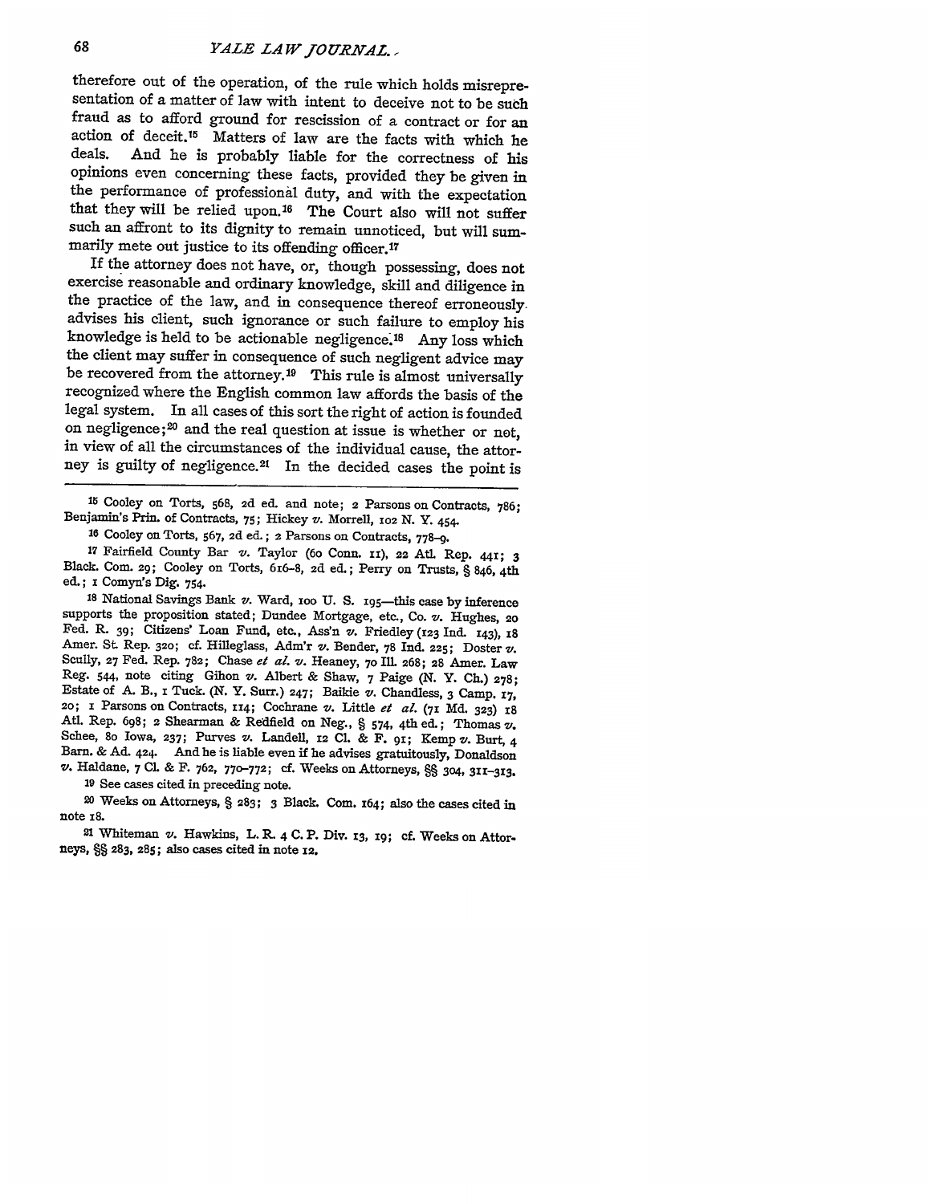therefore out of the operation, of the rule which holds misrepresentation of a matter of law with intent to deceive not to be such fraud as to afford ground for rescission of a contract or for an action of deceit.[15] Matters of law are the facts with which he deals. And he is probably liable for the correctness of his opinions even concerning these facts, provided they be given in the performance of professional duty, and with the expectation that they will be relied upon.[16] The Court also will not suffer such an affront to its dignity to remain unnoticed, but will summarily mete out justice to its offending officer.[17]

If the attorney does not have, or, though possessing, does not exercise reasonable and ordinary knowledge, skill and diligence in the practice of the law, and in consequence thereof erroneously advises his client, such ignorance or such failure to employ his knowledge is held to be actionable negligence.[18] Any loss which the client may suffer in consequence of such negligent advice may be recovered from the attorney.[19] This rule is almost universally recognized where the English common law affords the basis of the legal system. In all cases of this sort the right of action is founded on negligence;[20] and the real question at issue is whether or not, in view of all the circumstances of the individual cause, the attorney is guilty of negligence.[21] In the decided cases the point is

---

[15] Cooley on Torts, 568, 2d ed. and note; 2 Parsons on Contracts, 786; Benjamin's Prin. of Contracts, 75; Hickey *v.* Morrell, 102 N. Y. 454.

[16] Cooley on Torts, 567, 2d ed.; 2 Parsons on Contracts, 778–9.

[17] Fairfield County Bar *v.* Taylor (60 Conn. 11), 22 Atl. Rep. 441; 3 Black. Com. 29; Cooley on Torts, 616–8, 2d ed.; Perry on Trusts, § 846, 4th ed.; 1 Comyn's Dig. 754.

[18] National Savings Bank *v.* Ward, 100 U. S. 195—this case by inference supports the proposition stated; Dundee Mortgage, etc., Co. *v.* Hughes, 20 Fed. R. 39; Citizens' Loan Fund, etc., Ass'n *v.* Friedley (123 Ind. 143), 18 Amer. St. Rep. 320; cf. Hilleglass, Adm'r *v.* Bender, 78 Ind. 225; Doster *v.* Scully, 27 Fed. Rep. 782; Chase *et al.* *v.* Heaney, 70 Ill. 268; 28 Amer. Law Reg. 544, note citing Gihon *v.* Albert & Shaw, 7 Paige (N. Y. Ch.) 278; Estate of A. B., 1 Tuck. (N. Y. Surr.) 247; Baikie *v.* Chandless, 3 Camp. 17, 20; 1 Parsons on Contracts, 114; Cochrane *v.* Little *et al.* (71 Md. 323) 18 Atl. Rep. 698; 2 Shearman & Redfield on Neg., § 574, 4th ed.; Thomas *v.* Schee, 80 Iowa, 237; Purves *v.* Landell, 12 Cl. & F. 91; Kemp *v.* Burt, 4 Barn. & Ad. 424. And he is liable even if he advises gratuitously, Donaldson *v.* Haldane, 7 Cl. & F. 762, 770–772; cf. Weeks on Attorneys, §§ 304, 311–313.

[19] See cases cited in preceding note.

[20] Weeks on Attorneys, § 283; 3 Black. Com. 164; also the cases cited in note 18.

[21] Whiteman *v.* Hawkins, L. R. 4 C. P. Div. 13, 19; cf. Weeks on Attorneys, §§ 283, 285; also cases cited in note 12.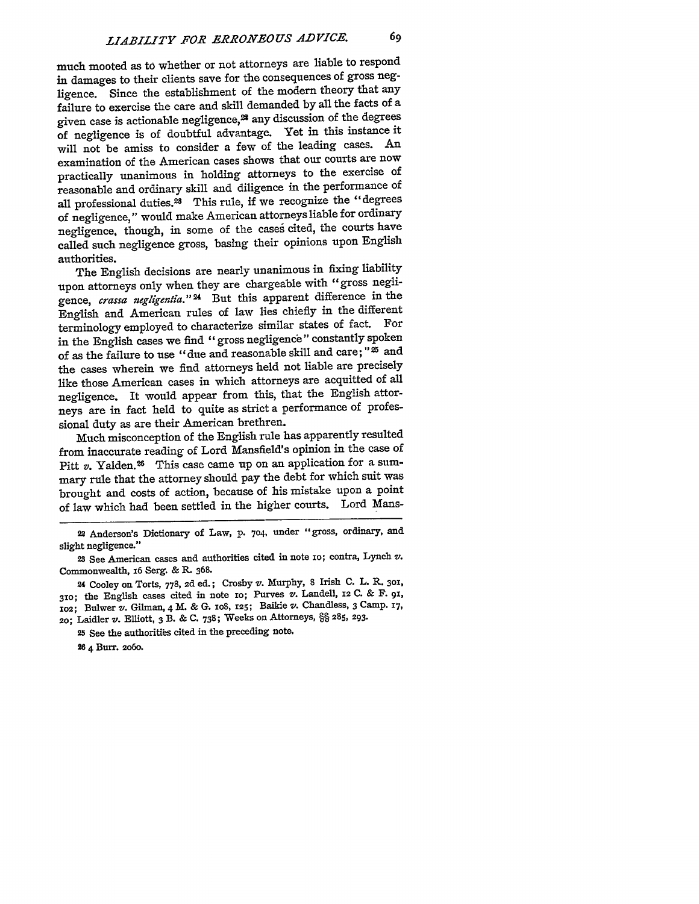much mooted as to whether or not attorneys are liable to respond in damages to their clients save for the consequences of gross negligence. Since the establishment of the modern theory that any failure to exercise the care and skill demanded by all the facts of a given case is actionable negligence,[22] any discussion of the degrees of negligence is of doubtful advantage. Yet in this instance it will not be amiss to consider a few of the leading cases. An examination of the American cases shows that our courts are now practically unanimous in holding attorneys to the exercise of reasonable and ordinary skill and diligence in the performance of all professional duties.[23] This rule, if we recognize the "degrees of negligence," would make American attorneys liable for ordinary negligence, though, in some of the cases cited, the courts have called such negligence gross, basing their opinions upon English authorities.

The English decisions are nearly unanimous in fixing liability upon attorneys only when they are chargeable with "gross negligence, *crassa negligentia.*"[24] But this apparent difference in the English and American rules of law lies chiefly in the different terminology employed to characterize similar states of fact. For in the English cases we find "gross negligence" constantly spoken of as the failure to use "due and reasonable skill and care;"[25] and the cases wherein we find attorneys held not liable are precisely like those American cases in which attorneys are acquitted of all negligence. It would appear from this, that the English attorneys are in fact held to quite as strict a performance of professional duty as are their American brethren.

Much misconception of the English rule has apparently resulted from inaccurate reading of Lord Mansfield's opinion in the case of Pitt *v.* Yalden.[26] This case came up on an application for a summary rule that the attorney should pay the debt for which suit was brought and costs of action, because of his mistake upon a point of law which had been settled in the higher courts. Lord Mans-

---

22 Anderson's Dictionary of Law, p. 704, under "gross, ordinary, and slight negligence."

23 See American cases and authorities cited in note 10; contra, Lynch *v.* Commonwealth, 16 Serg. & R. 368.

24 Cooley on Torts, 778, 2d ed.; Crosby *v.* Murphy, 8 Irish C. L. R. 301, 310; the English cases cited in note 10; Purves *v.* Landell, 12 C. & F. 91, 102; Bulwer *v.* Gilman, 4 M. & G. 108, 125; Baikie *v.* Chandless, 3 Camp. 17, 20; Laidler *v.* Elliott, 3 B. & C. 738; Weeks on Attorneys, §§ 285, 293.

25 See the authorities cited in the preceding note.

26 4 Burr. 2060.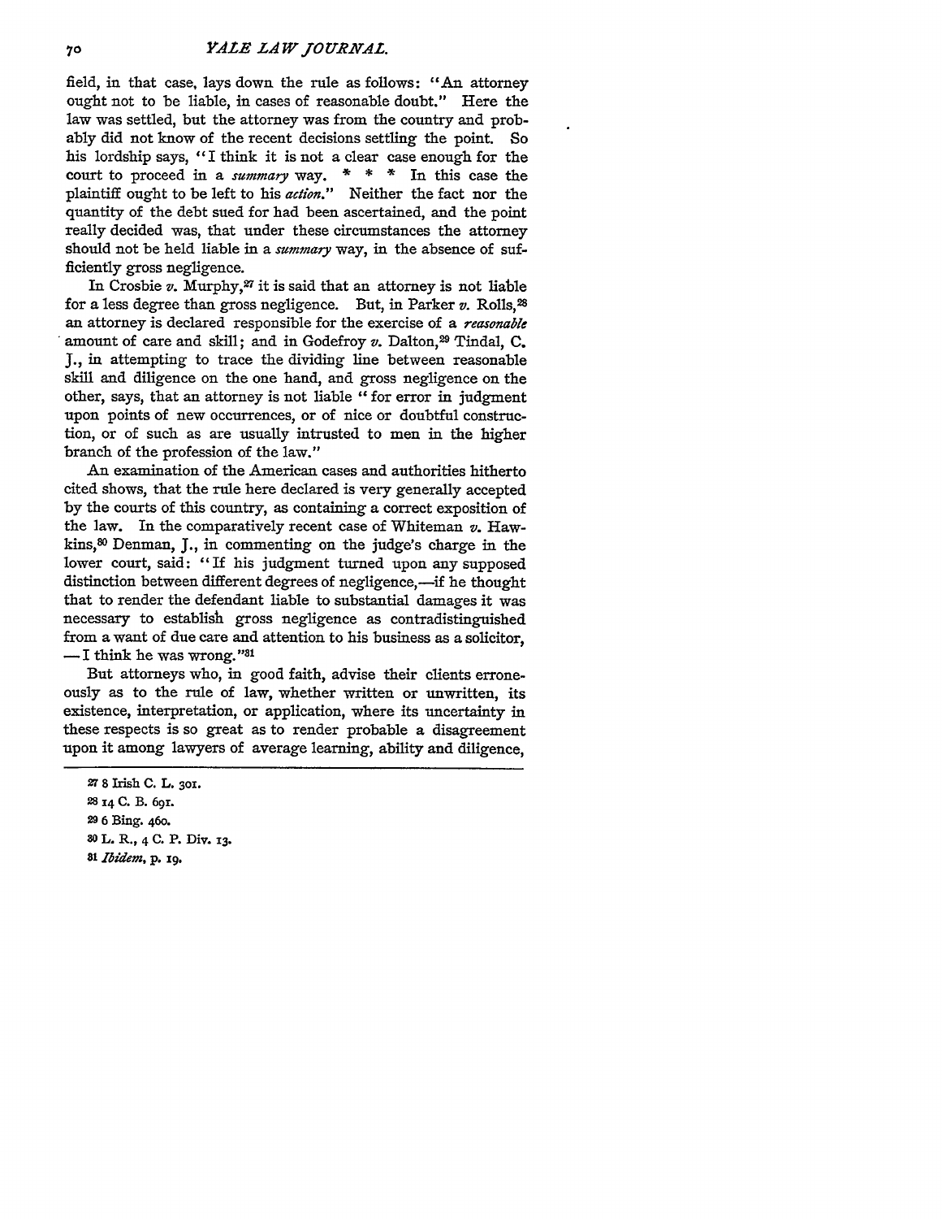field, in that case, lays down the rule as follows: "An attorney ought not to be liable, in cases of reasonable doubt." Here the law was settled, but the attorney was from the country and probably did not know of the recent decisions settling the point. So his lordship says, "I think it is not a clear case enough for the court to proceed in a *summary* way. * * * In this case the plaintiff ought to be left to his *action*." Neither the fact nor the quantity of the debt sued for had been ascertained, and the point really decided was, that under these circumstances the attorney should not be held liable in a *summary* way, in the absence of sufficiently gross negligence.

In Crosbie *v.* Murphy,[27] it is said that an attorney is not liable for a less degree than gross negligence. But, in Parker *v.* Rolls,[28] an attorney is declared responsible for the exercise of a *reasonable* amount of care and skill; and in Godefroy *v.* Dalton,[29] Tindal, C. J., in attempting to trace the dividing line between reasonable skill and diligence on the one hand, and gross negligence on the other, says, that an attorney is not liable "for error in judgment upon points of new occurrences, or of nice or doubtful construction, or of such as are usually intrusted to men in the higher branch of the profession of the law."

An examination of the American cases and authorities hitherto cited shows, that the rule here declared is very generally accepted by the courts of this country, as containing a correct exposition of the law. In the comparatively recent case of Whiteman *v.* Hawkins,[30] Denman, J., in commenting on the judge's charge in the lower court, said: "If his judgment turned upon any supposed distinction between different degrees of negligence,—if he thought that to render the defendant liable to substantial damages it was necessary to establish gross negligence as contradistinguished from a want of due care and attention to his business as a solicitor, —I think he was wrong."[31]

But attorneys who, in good faith, advise their clients erroneously as to the rule of law, whether written or unwritten, its existence, interpretation, or application, where its uncertainty in these respects is so great as to render probable a disagreement upon it among lawyers of average learning, ability and diligence,

---

[27] 8 Irish C. L. 301.

[28] 14 C. B. 691.

[29] 6 Bing. 460.

[30] L. R., 4 C. P. Div. 13.

[31] *Ibidem*, p. 19.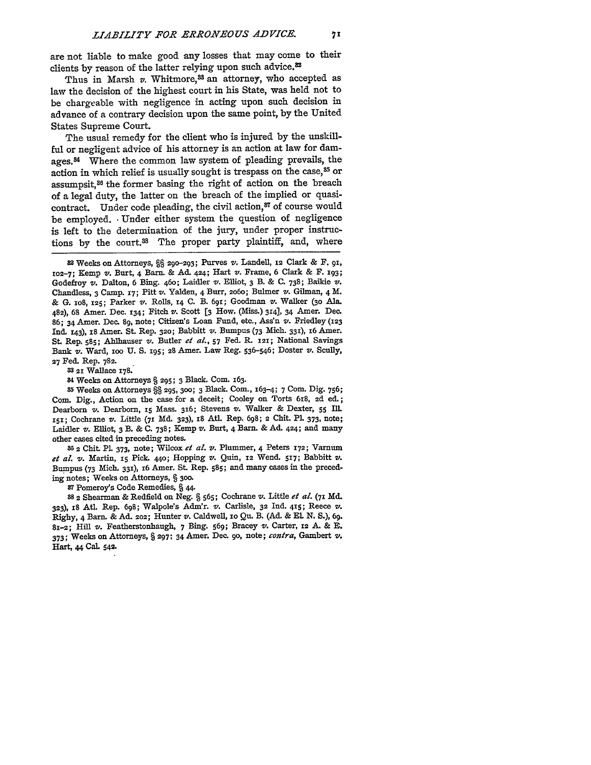are not liable to make good any losses that may come to their clients by reason of the latter relying upon such advice.[32]

Thus in Marsh *v.* Whitmore,[33] an attorney, who accepted as law the decision of the highest court in his State, was held not to be chargeable with negligence in acting upon such decision in advance of a contrary decision upon the same point, by the United States Supreme Court.

The usual remedy for the client who is injured by the unskillful or negligent advice of his attorney is an action at law for damages.[34] Where the common law system of pleading prevails, the action in which relief is usually sought is trespass on the case,[35] or assumpsit,[36] the former basing the right of action on the breach of a legal duty, the latter on the breach of the implied or quasi-contract. Under code pleading, the civil action,[37] of course would be employed. Under either system the question of negligence is left to the determination of the jury, under proper instructions by the court.[38] The proper party plaintiff, and, where

---

[32] Weeks on Attorneys, §§ 290–293; Purves *v.* Landell, 12 Clark & F. 91, 102–7; Kemp *v.* Burt, 4 Barn. & Ad. 424; Hart *v.* Frame, 6 Clark & F. 193; Godefroy *v.* Dalton, 6 Bing. 460; Laidler *v.* Elliot, 3 B. & C. 738; Baikie *v.* Chandless, 3 Camp. 17; Pitt *v.* Yalden, 4 Burr, 2060; Bulmer *v.* Gilman, 4 M. & G. 108, 125; Parker *v.* Rolls, 14 C. B. 691; Goodman *v.* Walker (30 Ala. 482), 68 Amer. Dec. 134; Fitch *v.* Scott [3 How. (Miss.) 314], 34 Amer. Dec. 86; 34 Amer. Dec. 89, note; Citizen's Loan Fund, etc., Ass'n *v.* Friedley (123 Ind. 143), 18 Amer. St. Rep. 320; Babbitt *v.* Bumpus (73 Mich. 331), 16 Amer. St. Rep. 585; Ahlhauser *v.* Butler *et al.*, 57 Fed. R. 121; National Savings Bank *v.* Ward, 100 U. S. 195; 28 Amer. Law Reg. 536–546; Doster *v.* Scully, 27 Fed. Rep. 782.

[33] 21 Wallace 178.

[34] Weeks on Attorneys § 295; 3 Black. Com. 163.

[35] Weeks on Attorneys §§ 295, 300; 3 Black. Com., 163–4; 7 Com. Dig. 756; Com. Dig., Action on the case for a deceit; Cooley on Torts 618, 2d ed.; Dearborn *v.* Dearborn, 15 Mass. 316; Stevens *v.* Walker & Dexter, 55 Ill. 151; Cochrane *v.* Little (71 Md. 323), 18 Atl. Rep. 698; 2 Chit. Pl. 373, note; Laidler *v.* Elliot, 3 B. & C. 738; Kemp *v.* Burt, 4 Barn. & Ad. 424; and many other cases cited in preceding notes.

[36] 2 Chit. Pl. 373, note; Wilcox *et al. v.* Plummer, 4 Peters 172; Varnum *et al. v.* Martin, 15 Pick. 440; Hopping *v.* Quin, 12 Wend. 517; Babbitt *v.* Bumpus (73 Mich. 331), 16 Amer. St. Rep. 585; and many cases in the preceding notes; Weeks on Attorneys, § 300.

[37] Pomeroy's Code Remedies, § 44.

[38] 2 Shearman & Redfield on Neg. § 565; Cochrane *v.* Little *et al.* (71 Md. 323), 18 Atl. Rep. 698; Walpole's Adm'r. *v.* Carlisle, 32 Ind. 415; Reece *v.* Righy, 4 Barn. & Ad. 202; Hunter *v.* Caldwell, 10 Qu. B. (Ad. & El. N. S.), 69. 81–2; Hill *v.* Featherstonhaugh, 7 Bing. 569; Bracey *v.* Carter, 12 A. & E. 373; Weeks on Attorneys, § 297; 34 Amer. Dec. 90, note; *contra*, Gambert *v.* Hart, 44 Cal. 542.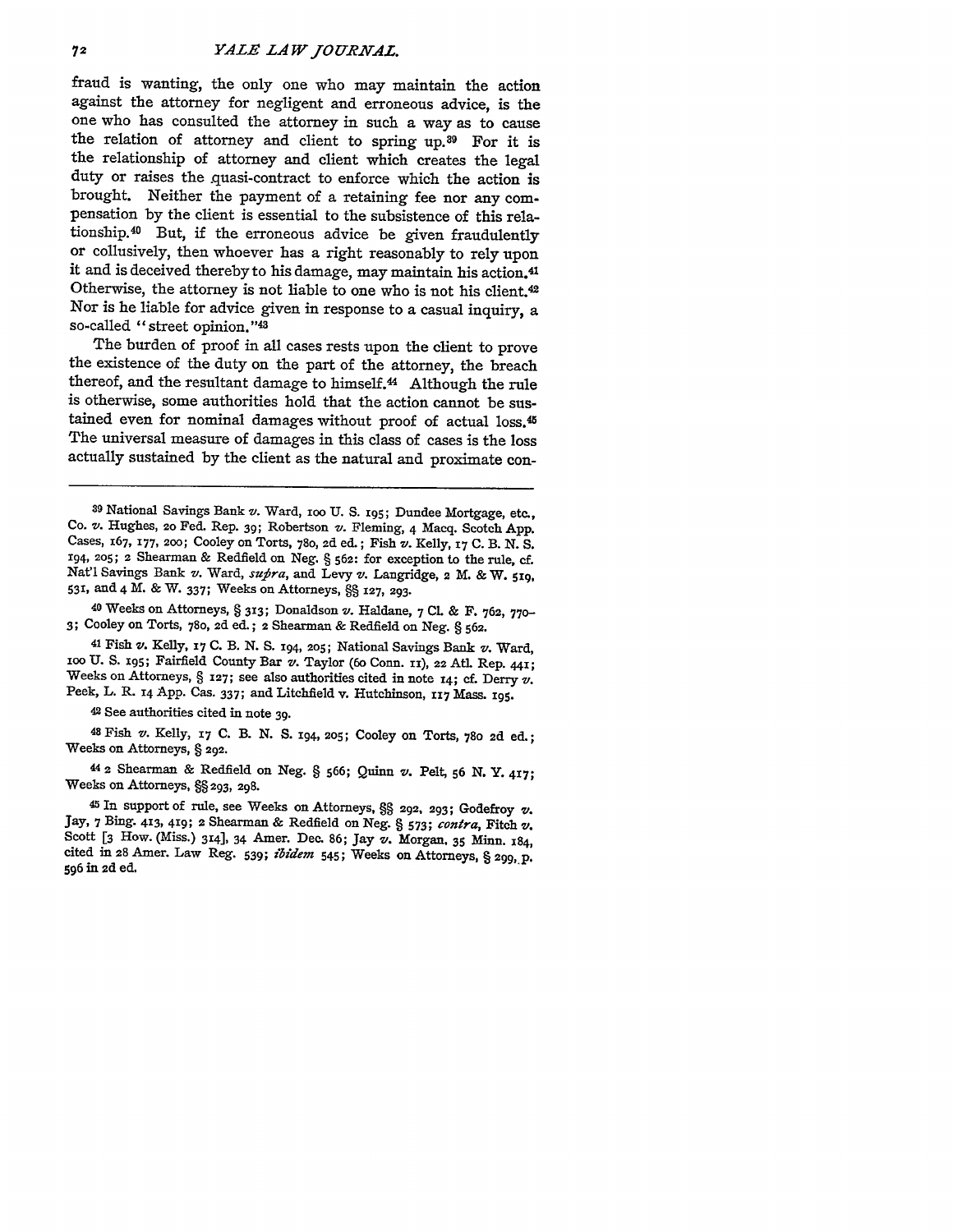fraud is wanting, the only one who may maintain the action against the attorney for negligent and erroneous advice, is the one who has consulted the attorney in such a way as to cause the relation of attorney and client to spring up.[39] For it is the relationship of attorney and client which creates the legal duty or raises the quasi-contract to enforce which the action is brought. Neither the payment of a retaining fee nor any compensation by the client is essential to the subsistence of this relationship.[40] But, if the erroneous advice be given fraudulently or collusively, then whoever has a right reasonably to rely upon it and is deceived thereby to his damage, may maintain his action.[41] Otherwise, the attorney is not liable to one who is not his client.[42] Nor is he liable for advice given in response to a casual inquiry, a so-called "street opinion."[43]

The burden of proof in all cases rests upon the client to prove the existence of the duty on the part of the attorney, the breach thereof, and the resultant damage to himself.[44] Although the rule is otherwise, some authorities hold that the action cannot be sustained even for nominal damages without proof of actual loss.[45] The universal measure of damages in this class of cases is the loss actually sustained by the client as the natural and proximate con-

---

[39] National Savings Bank *v.* Ward, 100 U. S. 195; Dundee Mortgage, etc., Co. *v.* Hughes, 20 Fed. Rep. 39; Robertson *v.* Fleming, 4 Macq. Scotch App. Cases, 167, 177, 200; Cooley on Torts, 780, 2d ed.; Fish *v.* Kelly, 17 C. B. N. S. 194, 205; 2 Shearman & Redfield on Neg. § 562: for exception to the rule, cf. Nat'l Savings Bank *v.* Ward, *supra*, and Levy *v.* Langridge, 2 M. & W. 519, 531, and 4 M. & W. 337; Weeks on Attorneys, §§ 127, 293.

[40] Weeks on Attorneys, § 313; Donaldson *v.* Haldane, 7 Cl. & F. 762, 770–3; Cooley on Torts, 780, 2d ed.; 2 Shearman & Redfield on Neg. § 562.

[41] Fish *v.* Kelly, 17 C. B. N. S. 194, 205; National Savings Bank *v.* Ward, 100 U. S. 195; Fairfield County Bar *v.* Taylor (60 Conn. 11), 22 Atl. Rep. 441; Weeks on Attorneys, § 127; see also authorities cited in note 14; cf. Derry *v.* Peek, L. R. 14 App. Cas. 337; and Litchfield v. Hutchinson, 117 Mass. 195.

[42] See authorities cited in note 39.

[43] Fish *v.* Kelly, 17 C. B. N. S. 194, 205; Cooley on Torts, 780 2d ed.; Weeks on Attorneys, § 292.

[44] 2 Shearman & Redfield on Neg. § 566; Quinn *v.* Pelt, 56 N. Y. 417; Weeks on Attorneys, §§ 293, 298.

[45] In support of rule, see Weeks on Attorneys, §§ 292, 293; Godefroy *v.* Jay, 7 Bing. 413, 419; 2 Shearman & Redfield on Neg. § 573; *contra*, Fitch *v.* Scott [3 How. (Miss.) 314], 34 Amer. Dec. 86; Jay *v.* Morgan, 35 Minn. 184, cited in 28 Amer. Law Reg. 539; *ibidem* 545; Weeks on Attorneys, § 299, p. 596 in 2d ed.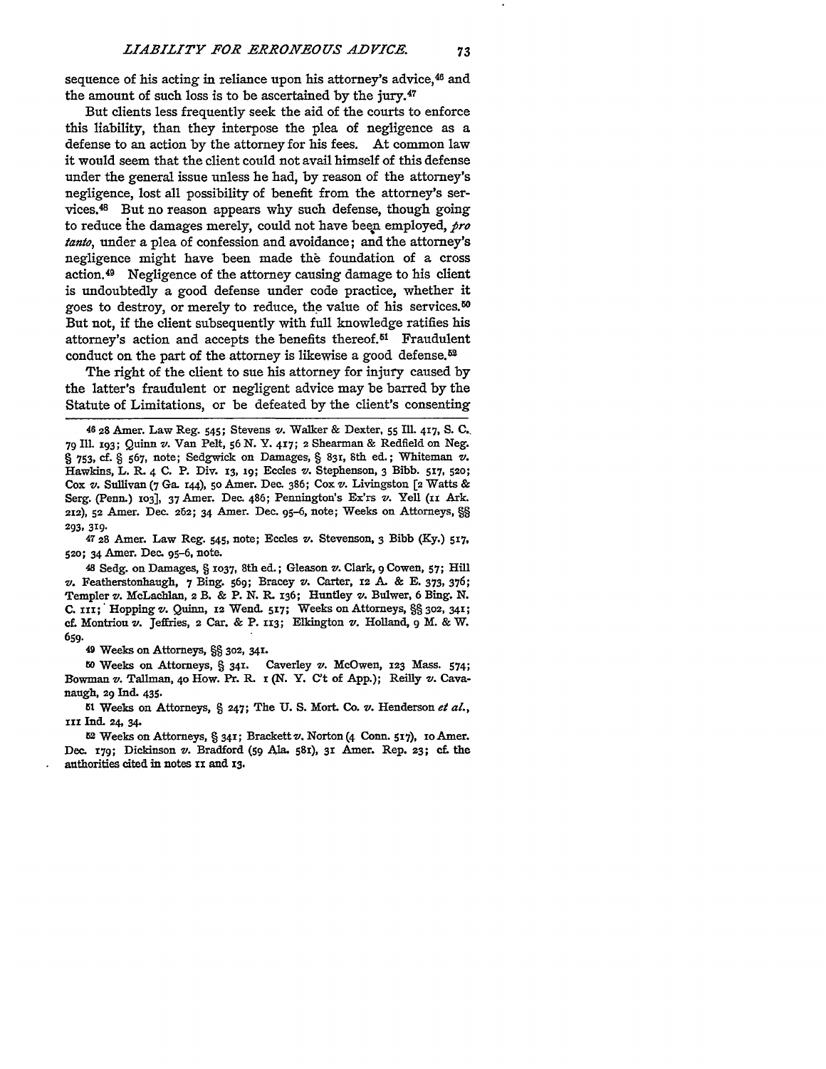sequence of his acting in reliance upon his attorney's advice,[46] and the amount of such loss is to be ascertained by the jury.[47]

But clients less frequently seek the aid of the courts to enforce this liability, than they interpose the plea of negligence as a defense to an action by the attorney for his fees. At common law it would seem that the client could not avail himself of this defense under the general issue unless he had, by reason of the attorney's negligence, lost all possibility of benefit from the attorney's services.[48] But no reason appears why such defense, though going to reduce the damages merely, could not have been employed, *pro tanto*, under a plea of confession and avoidance; and the attorney's negligence might have been made the foundation of a cross action.[49] Negligence of the attorney causing damage to his client is undoubtedly a good defense under code practice, whether it goes to destroy, or merely to reduce, the value of his services.[50] But not, if the client subsequently with full knowledge ratifies his attorney's action and accepts the benefits thereof.[51] Fraudulent conduct on the part of the attorney is likewise a good defense.[52]

The right of the client to sue his attorney for injury caused by the latter's fraudulent or negligent advice may be barred by the Statute of Limitations, or be defeated by the client's consenting

---

[46] 28 Amer. Law Reg. 545; Stevens *v.* Walker & Dexter, 55 Ill. 417, S. C. 79 Ill. 193; Quinn *v.* Van Pelt, 56 N. Y. 417; 2 Shearman & Redfield on Neg. § 753, cf. § 567, note; Sedgwick on Damages, § 831, 8th ed.; Whiteman *v.* Hawkins, L. R. 4 C. P. Div. 13, 19; Eccles *v.* Stephenson, 3 Bibb. 517, 520; Cox *v.* Sullivan (7 Ga. 144), 50 Amer. Dec. 386; Cox *v.* Livingston [2 Watts & Serg. (Penn.) 103], 37 Amer. Dec. 486; Pennington's Ex'rs *v.* Yell (11 Ark. 212), 52 Amer. Dec. 262; 34 Amer. Dec. 95-6, note; Weeks on Attorneys, §§ 293, 319.

[47] 28 Amer. Law Reg. 545, note; Eccles *v.* Stevenson, 3 Bibb (Ky.) 517, 520; 34 Amer. Dec. 95-6, note.

[48] Sedg. on Damages, § 1037, 8th ed.; Gleason *v.* Clark, 9 Cowen, 57; Hill *v.* Featherstonhaugh, 7 Bing. 569; Bracey *v.* Carter, 12 A. & E. 373, 376; Templer *v.* McLachlan, 2 B. & P. N. R. 136; Huntley *v.* Bulwer, 6 Bing. N. C. 111; Hopping *v.* Quinn, 12 Wend. 517; Weeks on Attorneys, §§ 302, 341; cf. Montriou *v.* Jeffries, 2 Car. & P. 113; Elkington *v.* Holland, 9 M. & W. 659.

[49] Weeks on Attorneys, §§ 302, 341.

[50] Weeks on Attorneys, § 341. Caverley *v.* McOwen, 123 Mass. 574; Bowman *v.* Tallman, 40 How. Pr. R. 1 (N. Y. C't of App.); Reilly *v.* Cavanaugh, 29 Ind. 435.

[51] Weeks on Attorneys, § 247; The U. S. Mort. Co. *v.* Henderson *et al.*, 111 Ind. 24, 34.

[52] Weeks on Attorneys, § 341; Brackett *v.* Norton (4 Conn. 517), 10 Amer. Dec. 179; Dickinson *v.* Bradford (59 Ala. 581), 31 Amer. Rep. 23; cf. the authorities cited in notes 11 and 13.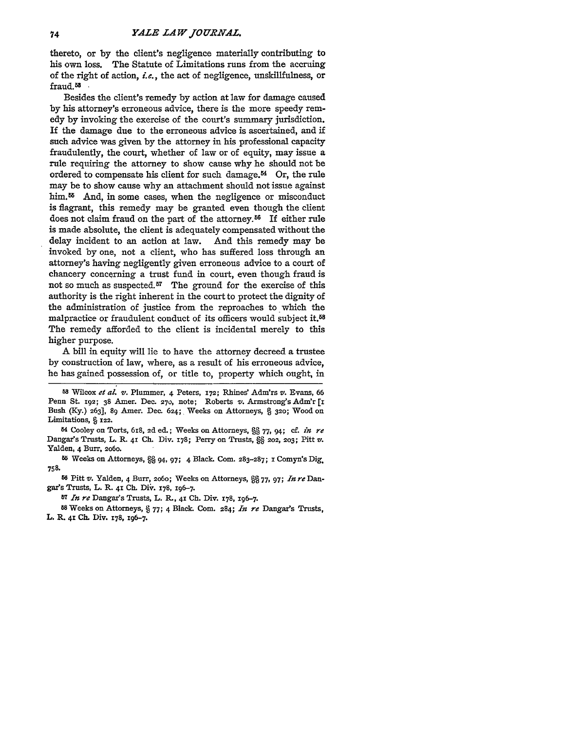thereto, or by the client's negligence materially contributing to his own loss. The Statute of Limitations runs from the accruing of the right of action, *i.e.*, the act of negligence, unskillfulness, or fraud.[53]

Besides the client's remedy by action at law for damage caused by his attorney's erroneous advice, there is the more speedy remedy by invoking the exercise of the court's summary jurisdiction. If the damage due to the erroneous advice is ascertained, and if such advice was given by the attorney in his professional capacity fraudulently, the court, whether of law or of equity, may issue a rule requiring the attorney to show cause why he should not be ordered to compensate his client for such damage.[54] Or, the rule may be to show cause why an attachment should not issue against him.[55] And, in some cases, when the negligence or misconduct is flagrant, this remedy may be granted even though the client does not claim fraud on the part of the attorney.[56] If either rule is made absolute, the client is adequately compensated without the delay incident to an action at law. And this remedy may be invoked by one, not a client, who has suffered loss through an attorney's having negligently given erroneous advice to a court of chancery concerning a trust fund in court, even though fraud is not so much as suspected.[57] The ground for the exercise of this authority is the right inherent in the court to protect the dignity of the administration of justice from the reproaches to which the malpractice or fraudulent conduct of its officers would subject it.[58] The remedy afforded to the client is incidental merely to this higher purpose.

A bill in equity will lie to have the attorney decreed a trustee by construction of law, where, as a result of his erroneous advice, he has gained possession of, or title to, property which ought, in

---

[53] Wilcox *et al.* *v.* Plummer, 4 Peters, 172; Rhines' Adm'rs *v.* Evans, 66 Penn St. 192; 38 Amer. Dec. 270, note; Roberts *v.* Armstrong's Adm'r [1 Bush (Ky.) 263], 89 Amer. Dec. 624; Weeks on Attorneys, § 320; Wood on Limitations, § 122.

[54] Cooley on Torts, 618, 2d ed.; Weeks on Attorneys, §§ 77, 94; cf. *in re* Dangar's Trusts, L. R. 41 Ch. Div. 178; Perry on Trusts, §§ 202, 203; Pitt *v.* Yalden, 4 Burr, 2060.

[55] Weeks on Attorneys, §§ 94, 97; 4 Black. Com. 283–287; 1 Comyn's Dig. 758.

[56] Pitt *v.* Yalden, 4 Burr, 2060; Weeks on Attorneys, §§ 77, 97; *In re* Dangar's Trusts, L. R. 41 Ch. Div. 178, 196–7.

[57] *In re* Dangar's Trusts, L. R., 41 Ch. Div. 178, 196–7.

[58] Weeks on Attorneys, § 77; 4 Black. Com. 284; *In re* Dangar's Trusts, L. R. 41 Ch. Div. 178, 196–7.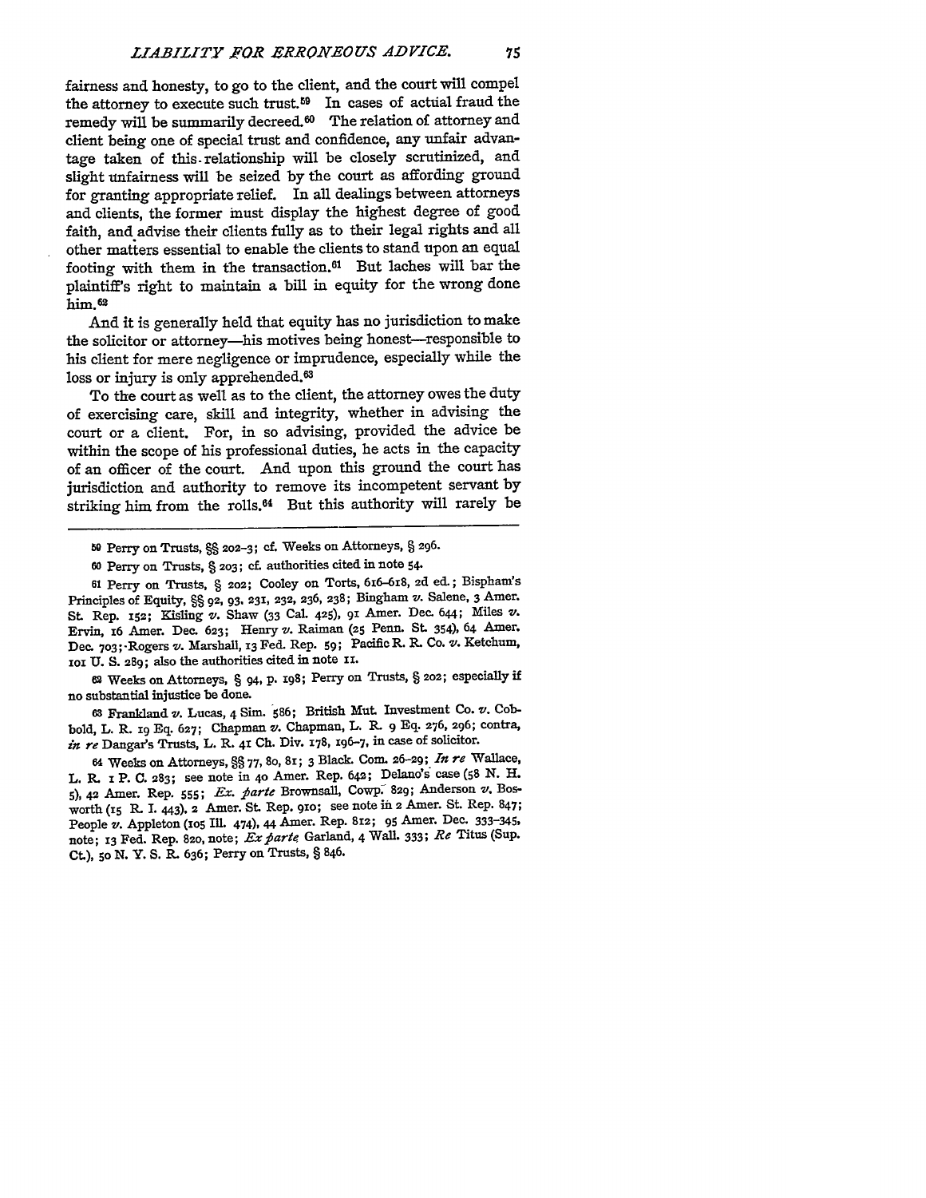fairness and honesty, to go to the client, and the court will compel the attorney to execute such trust.[59] In cases of actual fraud the remedy will be summarily decreed.[60] The relation of attorney and client being one of special trust and confidence, any unfair advantage taken of this relationship will be closely scrutinized, and slight unfairness will be seized by the court as affording ground for granting appropriate relief. In all dealings between attorneys and clients, the former must display the highest degree of good faith, and advise their clients fully as to their legal rights and all other matters essential to enable the clients to stand upon an equal footing with them in the transaction.[61] But laches will bar the plaintiff's right to maintain a bill in equity for the wrong done him.[62]

And it is generally held that equity has no jurisdiction to make the solicitor or attorney—his motives being honest—responsible to his client for mere negligence or imprudence, especially while the loss or injury is only apprehended.[63]

To the court as well as to the client, the attorney owes the duty of exercising care, skill and integrity, whether in advising the court or a client. For, in so advising, provided the advice be within the scope of his professional duties, he acts in the capacity of an officer of the court. And upon this ground the court has jurisdiction and authority to remove its incompetent servant by striking him from the rolls.[64] But this authority will rarely be

---

[59] Perry on Trusts, §§ 202–3; cf. Weeks on Attorneys, § 296.

[60] Perry on Trusts, § 203; cf. authorities cited in note 54.

[61] Perry on Trusts, § 202; Cooley on Torts, 616–618, 2d ed.; Bispham's Principles of Equity, §§ 92, 93, 231, 232, 236, 238; Bingham *v.* Salene, 3 Amer. St. Rep. 152; Kisling *v.* Shaw (33 Cal. 425), 91 Amer. Dec. 644; Miles *v.* Ervin, 16 Amer. Dec. 623; Henry *v.* Raiman (25 Penn. St. 354), 64 Amer. Dec. 703; Rogers *v.* Marshall, 13 Fed. Rep. 59; Pacific R. R. Co. *v.* Ketchum, 101 U. S. 289; also the authorities cited in note 11.

[62] Weeks on Attorneys, § 94, p. 198; Perry on Trusts, § 202; especially if no substantial injustice be done.

[63] Frankland *v.* Lucas, 4 Sim. 586; British Mut. Investment Co. *v.* Cobbold, L. R. 19 Eq. 627; Chapman *v.* Chapman, L. R. 9 Eq. 276, 296; contra, *in re* Dangar's Trusts, L. R. 41 Ch. Div. 178, 196–7, in case of solicitor.

[64] Weeks on Attorneys, §§ 77, 80, 81; 3 Black. Com. 26–29; *In re* Wallace, L. R. 1 P. C. 283; see note in 40 Amer. Rep. 642; Delano's case (58 N. H. 5), 42 Amer. Rep. 555; *Ex. parte* Brownsall, Cowp. 829; Anderson *v.* Bosworth (15 R. I. 443), 2 Amer. St. Rep. 910; see note in 2 Amer. St. Rep. 847; People *v.* Appleton (105 Ill. 474), 44 Amer. Rep. 812; 95 Amer. Dec. 333–345, note; 13 Fed. Rep. 820, note; *Ex parte* Garland, 4 Wall. 333; *Re* Titus (Sup. Ct.), 50 N. Y. S. R. 636; Perry on Trusts, § 846.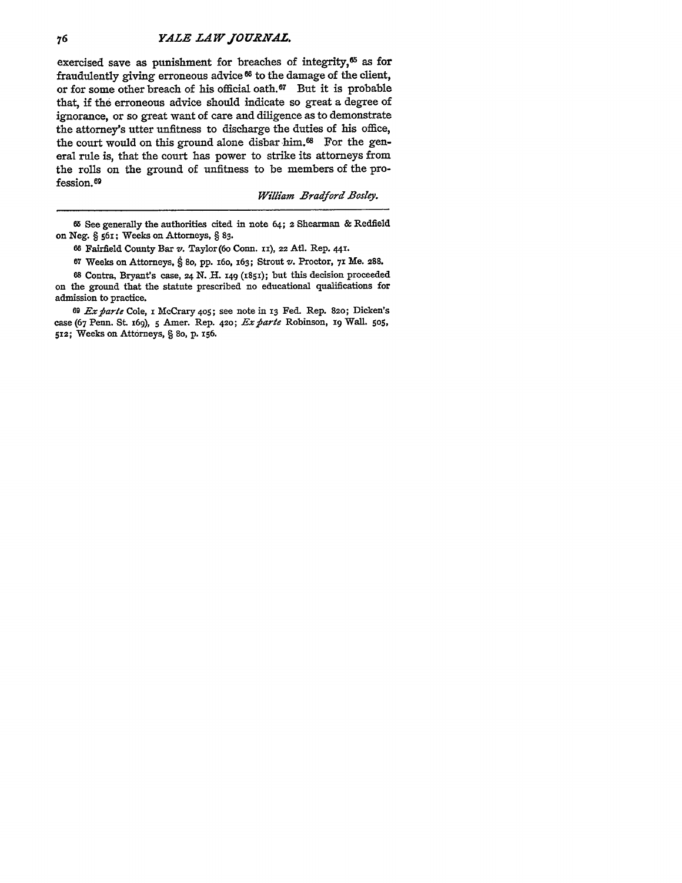exercised save as punishment for breaches of integrity,[65] as for fraudulently giving erroneous advice[66] to the damage of the client, or for some other breach of his official oath.[67] But it is probable that, if the erroneous advice should indicate so great a degree of ignorance, or so great want of care and diligence as to demonstrate the attorney's utter unfitness to discharge the duties of his office, the court would on this ground alone disbar him.[68] For the general rule is, that the court has power to strike its attorneys from the rolls on the ground of unfitness to be members of the profession.[69]

*William Bradford Bosley.*

---

[65] See generally the authorities cited in note 64; 2 Shearman & Redfield on Neg. § 561; Weeks on Attorneys, § 83.

[66] Fairfield County Bar *v.* Taylor (60 Conn. 11), 22 Atl. Rep. 441.

[67] Weeks on Attorneys, § 80, pp. 160, 163; Strout *v.* Proctor, 71 Me. 288.

[68] Contra, Bryant's case, 24 N. H. 149 (1851); but this decision proceeded on the ground that the statute prescribed no educational qualifications for admission to practice.

[69] *Ex parte* Cole, 1 McCrary 405; see note in 13 Fed. Rep. 820; Dicken's case (67 Penn. St. 169), 5 Amer. Rep. 420; *Ex parte* Robinson, 19 Wall. 505, 512; Weeks on Attorneys, § 80, p. 156.